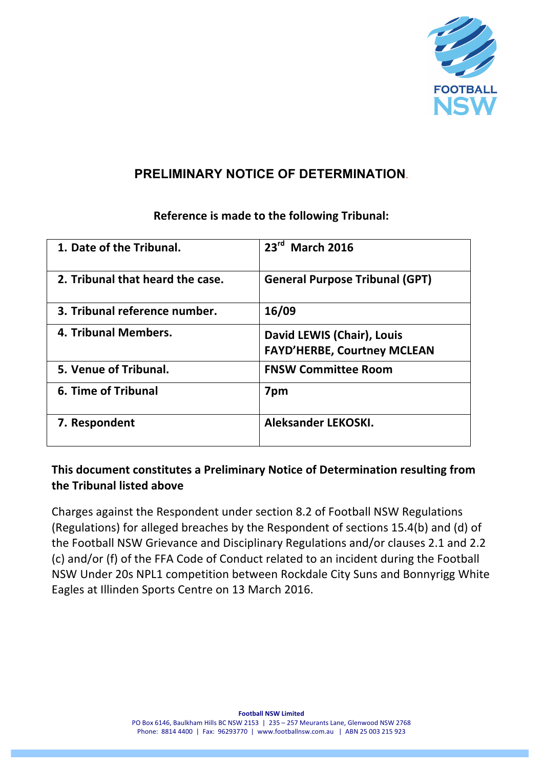# PRELIMINARY NOTICE OF DETERMINATION.

**Reference is made to the following Tribunal:**

| | |
|---|---|
| **1. Date of the Tribunal.** | **23rd March 2016** |
| **2. Tribunal that heard the case.** | **General Purpose Tribunal (GPT)** |
| **3. Tribunal reference number.** | **16/09** |
| **4. Tribunal Members.** | **David LEWIS (Chair), Louis FAYD'HERBE, Courtney MCLEAN** |
| **5. Venue of Tribunal.** | **FNSW Committee Room** |
| **6. Time of Tribunal** | **7pm** |
| **7. Respondent** | **Aleksander LEKOSKI.** |

**This document constitutes a Preliminary Notice of Determination resulting from the Tribunal listed above**

Charges against the Respondent under section 8.2 of Football NSW Regulations (Regulations) for alleged breaches by the Respondent of sections 15.4(b) and (d) of the Football NSW Grievance and Disciplinary Regulations and/or clauses 2.1 and 2.2 (c) and/or (f) of the FFA Code of Conduct related to an incident during the Football NSW Under 20s NPL1 competition between Rockdale City Suns and Bonnyrigg White Eagles at Illinden Sports Centre on 13 March 2016.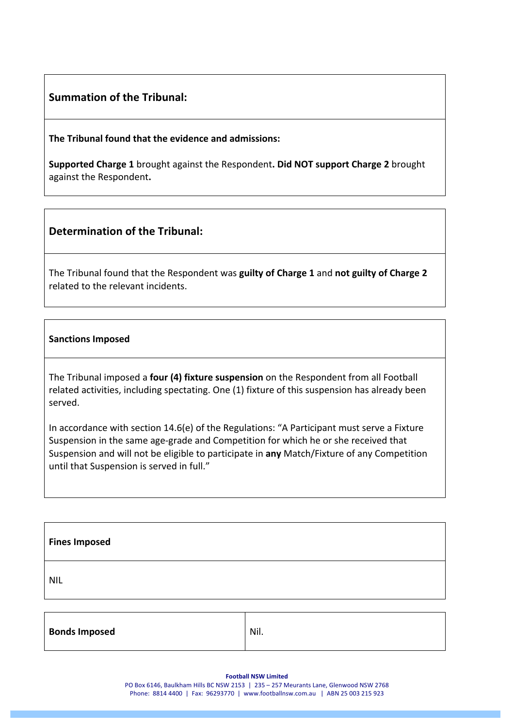## Summation of the Tribunal:

**The Tribunal found that the evidence and admissions:**

**Supported Charge 1** brought against the Respondent**. Did NOT support Charge 2** brought against the Respondent**.**

## Determination of the Tribunal:

The Tribunal found that the Respondent was **guilty of Charge 1** and **not guilty of Charge 2** related to the relevant incidents.

**Sanctions Imposed**

The Tribunal imposed a **four (4) fixture suspension** on the Respondent from all Football related activities, including spectating. One (1) fixture of this suspension has already been served.

In accordance with section 14.6(e) of the Regulations: "A Participant must serve a Fixture Suspension in the same age-grade and Competition for which he or she received that Suspension and will not be eligible to participate in **any** Match/Fixture of any Competition until that Suspension is served in full."

**Fines Imposed**

NIL

| **Bonds Imposed** | Nil. |
|---|---|

**Football NSW Limited**
PO Box 6146, Baulkham Hills BC NSW 2153 | 235 – 257 Meurants Lane, Glenwood NSW 2768
Phone: 8814 4400 | Fax: 96293770 | www.footballnsw.com.au | ABN 25 003 215 923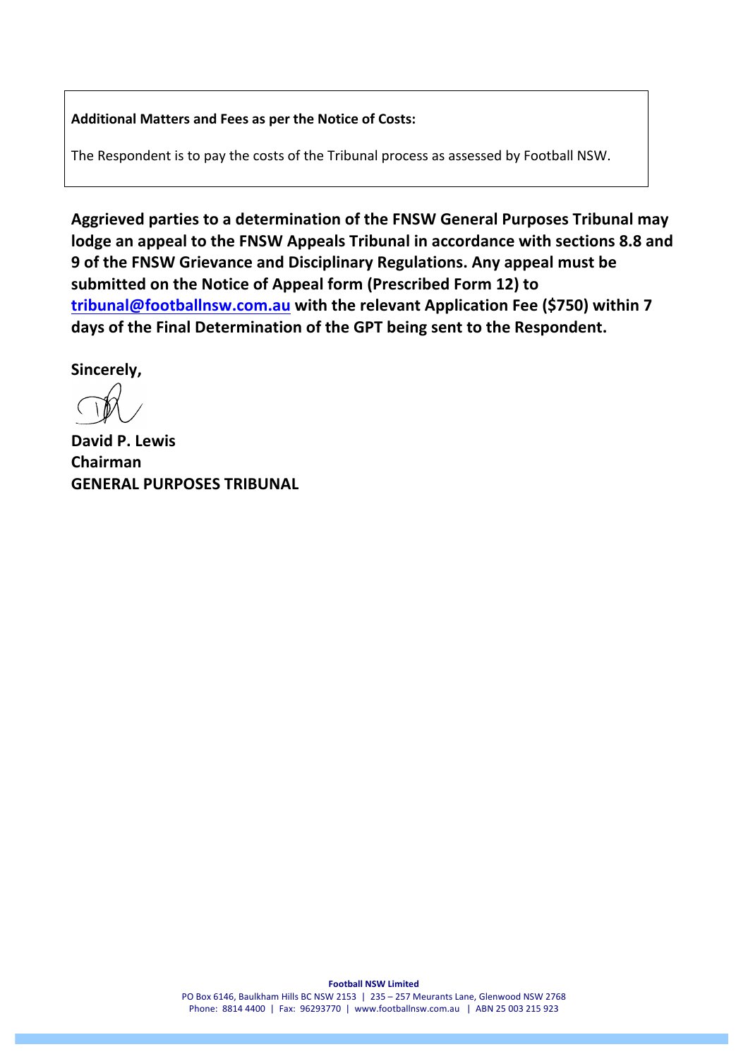**Additional Matters and Fees as per the Notice of Costs:**

The Respondent is to pay the costs of the Tribunal process as assessed by Football NSW.

**Aggrieved parties to a determination of the FNSW General Purposes Tribunal may lodge an appeal to the FNSW Appeals Tribunal in accordance with sections 8.8 and 9 of the FNSW Grievance and Disciplinary Regulations. Any appeal must be submitted on the Notice of Appeal form (Prescribed Form 12) to tribunal@footballnsw.com.au with the relevant Application Fee ($750) within 7 days of the Final Determination of the GPT being sent to the Respondent.**

**Sincerely,**

**David P. Lewis**
**Chairman**
**GENERAL PURPOSES TRIBUNAL**